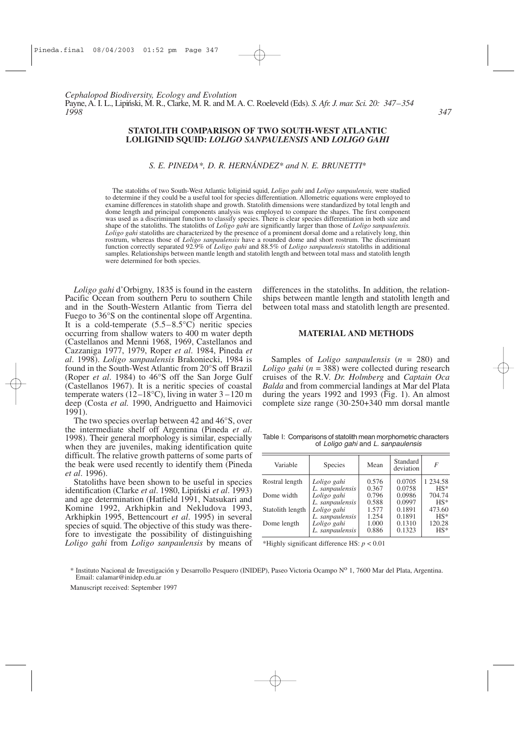*Cephalopod Biodiversity, Ecology and Evolution*
Payne, A. I. L., Lipiński, M. R., Clarke, M. R. and M. A. C. Roeleveld (Eds). *S. Afr. J. mar. Sci. 20: 347–354*
*1998*

# STATOLITH COMPARISON OF TWO SOUTH-WEST ATLANTIC LOLIGINID SQUID: *LOLIGO SANPAULENSIS* AND *LOLIGO GAHI*

*S. E. PINEDA\*, D. R. HERNÁNDEZ\* and N. E. BRUNETTI\**

The statoliths of two South-West Atlantic loliginid squid, *Loligo gahi* and *Loligo sanpaulensis,* were studied to determine if they could be a useful tool for species differentiation. Allometric equations were employed to examine differences in statolith shape and growth. Statolith dimensions were standardized by total length and dome length and principal components analysis was employed to compare the shapes. The first component was used as a discriminant function to classify species. There is clear species differentiation in both size and shape of the statoliths. The statoliths of *Loligo gahi* are significantly larger than those of *Loligo sanpaulensis. Loligo gahi* statoliths are characterized by the presence of a prominent dorsal dome and a relatively long, thin rostrum, whereas those of *Loligo sanpaulensis* have a rounded dome and short rostrum. The discriminant function correctly separated 92.9% of *Loligo gahi* and 88.5% of *Loligo sanpaulensis* statoliths in additional samples. Relationships between mantle length and statolith length and between total mass and statolith length were determined for both species.

*Loligo gahi* d'Orbigny, 1835 is found in the eastern Pacific Ocean from southern Peru to southern Chile and in the South-Western Atlantic from Tierra del Fuego to 36°S on the continental slope off Argentina. It is a cold-temperate (5.5–8.5°C) neritic species occurring from shallow waters to 400 m water depth (Castellanos and Menni 1968, 1969, Castellanos and Cazzaniga 1977, 1979, Roper *et al*. 1984, Pineda *et al*. 1998). *Loligo sanpaulensis* Brakoniecki, 1984 is found in the South-West Atlantic from 20°S off Brazil (Roper *et al*. 1984) to 46°S off the San Jorge Gulf (Castellanos 1967). It is a neritic species of coastal temperate waters (12–18°C), living in water 3–120 m deep (Costa *et al.* 1990, Andriguetto and Haimovici 1991).

The two species overlap between 42 and 46°S, over the intermediate shelf off Argentina (Pineda *et al*. 1998). Their general morphology is similar, especially when they are juveniles, making identification quite difficult. The relative growth patterns of some parts of the beak were used recently to identify them (Pineda *et al*. 1996).

Statoliths have been shown to be useful in species identification (Clarke *et al*. 1980, Lipiński *et al*. 1993) and age determination (Hatfield 1991, Natsukari and Komine 1992, Arkhipkin and Nekludova 1993, Arkhipkin 1995, Bettencourt *et al*. 1995) in several species of squid. The objective of this study was therefore to investigate the possibility of distinguishing *Loligo gahi* from *Loligo sanpaulensis* by means of differences in the statoliths. In addition, the relationships between mantle length and statolith length and between total mass and statolith length are presented.

## MATERIAL AND METHODS

Samples of *Loligo sanpaulensis* ($n$ = 280) and *Loligo gahi* ($n$ = 388) were collected during research cruises of the R.V. *Dr. Holmberg* and *Captain Oca Balda* and from commercial landings at Mar del Plata during the years 1992 and 1993 (Fig. 1). An almost complete size range (30-250+340 mm dorsal mantle

Table I: Comparisons of statolith mean morphometric characters of *Loligo gahi* and *L. sanpaulensis*

| Variable | Species | Mean | Standard deviation | $F$ |
|---|---|---|---|---|
| Rostral length | *Loligo gahi* | 0.576 | 0.0705 | 1 234.58 |
| | *L. sanpaulensis* | 0.367 | 0.0758 | HS* |
| Dome width | *Loligo gahi* | 0.796 | 0.0986 | 704.74 |
| | *L. sanpaulensis* | 0.588 | 0.0997 | HS* |
| Statolith length | *Loligo gahi* | 1.577 | 0.1891 | 473.60 |
| | *L. sanpaulensis* | 1.254 | 0.1891 | HS* |
| Dome length | *Loligo gahi* | 1.000 | 0.1310 | 120.28 |
| | *L. sanpaulensis* | 0.886 | 0.1323 | HS* |

*Highly significant difference HS: $p < 0.01$

\* Instituto Nacional de Investigación y Desarrollo Pesquero (INIDEP), Paseo Victoria Ocampo N° 1, 7600 Mar del Plata, Argentina. Email: calamar@inidep.edu.ar

Manuscript received: September 1997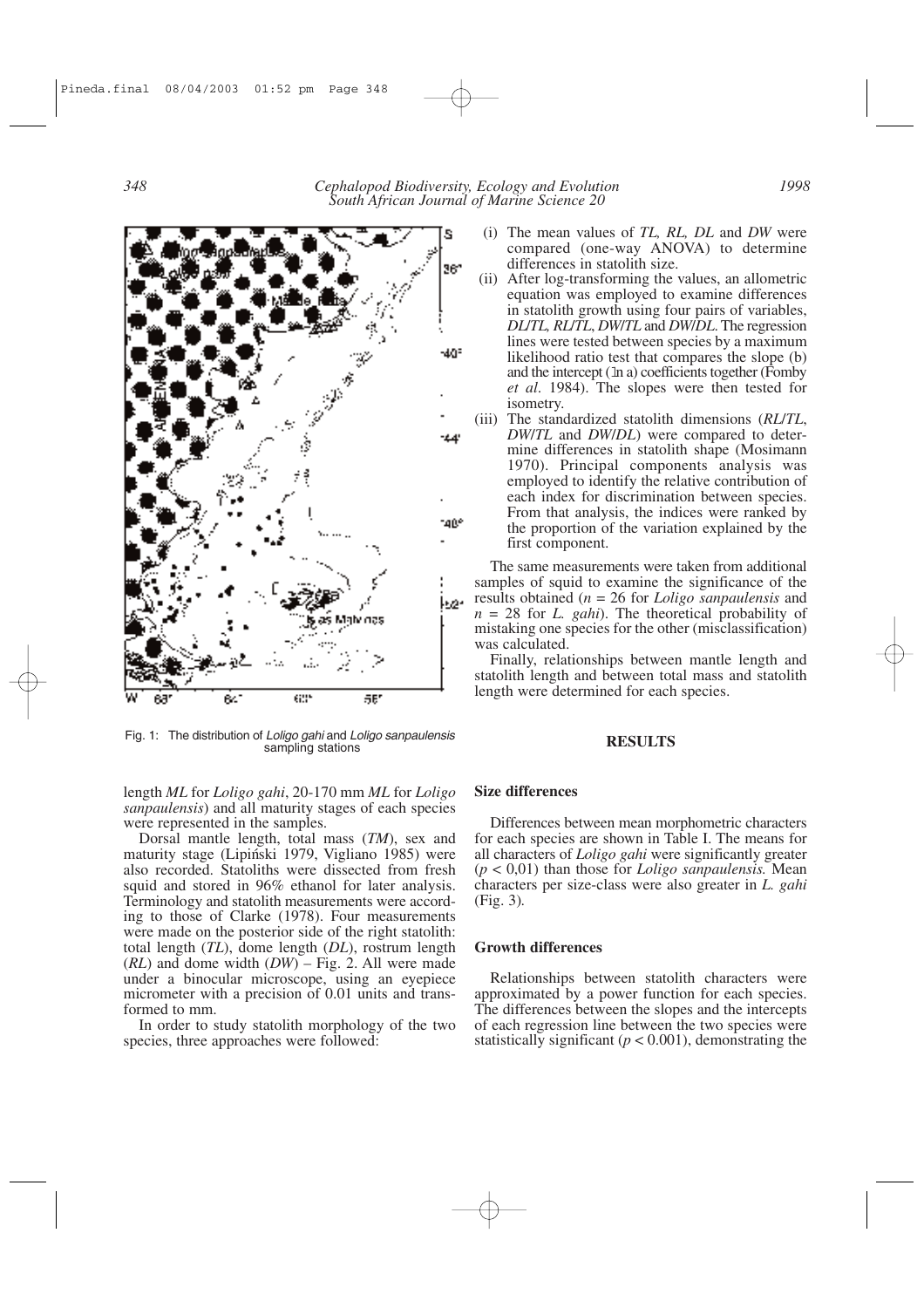Fig. 1: The distribution of *Loligo gahi* and *Loligo sanpaulensis* sampling stations

length *ML* for *Loligo gahi*, 20-170 mm *ML* for *Loligo sanpaulensis*) and all maturity stages of each species were represented in the samples.

Dorsal mantle length, total mass (*TM*), sex and maturity stage (Lipiński 1979, Vigliano 1985) were also recorded. Statoliths were dissected from fresh squid and stored in 96% ethanol for later analysis. Terminology and statolith measurements were according to those of Clarke (1978). Four measurements were made on the posterior side of the right statolith: total length (*TL*), dome length (*DL*), rostrum length (*RL*) and dome width (*DW*) – Fig. 2. All were made under a binocular microscope, using an eyepiece micrometer with a precision of 0.01 units and transformed to mm.

In order to study statolith morphology of the two species, three approaches were followed:

(i) The mean values of *TL*, *RL*, *DL* and *DW* were compared (one-way ANOVA) to determine differences in statolith size.

(ii) After log-transforming the values, an allometric equation was employed to examine differences in statolith growth using four pairs of variables, *DL*/*TL*, *RL*/*TL*, *DW*/*TL* and *DW*/*DL*. The regression lines were tested between species by a maximum likelihood ratio test that compares the slope (b) and the intercept (ln a) coefficients together (Fomby *et al*. 1984). The slopes were then tested for isometry.

(iii) The standardized statolith dimensions (*RL*/*TL*, *DW*/*TL* and *DW*/*DL*) were compared to determine differences in statolith shape (Mosimann 1970). Principal components analysis was employed to identify the relative contribution of each index for discrimination between species. From that analysis, the indices were ranked by the proportion of the variation explained by the first component.

The same measurements were taken from additional samples of squid to examine the significance of the results obtained ($n = 26$ for *Loligo sanpaulensis* and $n = 28$ for *L. gahi*). The theoretical probability of mistaking one species for the other (misclassification) was calculated.

Finally, relationships between mantle length and statolith length and between total mass and statolith length were determined for each species.

## RESULTS

### Size differences

Differences between mean morphometric characters for each species are shown in Table I. The means for all characters of *Loligo gahi* were significantly greater ($p < 0,01$) than those for *Loligo sanpaulensis.* Mean characters per size-class were also greater in *L. gahi* (Fig. 3).

### Growth differences

Relationships between statolith characters were approximated by a power function for each species. The differences between the slopes and the intercepts of each regression line between the two species were statistically significant ($p < 0.001$), demonstrating the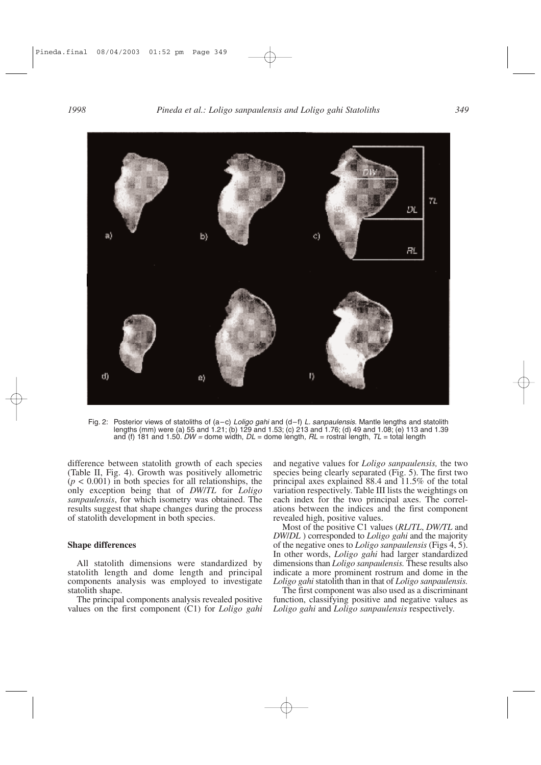a)

b)

c)

DW

DL

RL

TL

d)

e)

f)

Fig. 2: Posterior views of statoliths of (a–c) *Loligo gahi* and (d–f) *L. sanpaulensis*. Mantle lengths and statolith lengths (mm) were (a) 55 and 1.21; (b) 129 and 1.53; (c) 213 and 1.76; (d) 49 and 1.08; (e) 113 and 1.39 and (f) 181 and 1.50. *DW* = dome width, *DL* = dome length, *RL* = rostral length, *TL* = total length

difference between statolith growth of each species (Table II, Fig. 4). Growth was positively allometric ($p < 0.001$) in both species for all relationships, the only exception being that of *DW*/*TL* for *Loligo sanpaulensis*, for which isometry was obtained. The results suggest that shape changes during the process of statolith development in both species.

### Shape differences

All statolith dimensions were standardized by statolith length and dome length and principal components analysis was employed to investigate statolith shape.

The principal components analysis revealed positive values on the first component (C1) for *Loligo gahi* and negative values for *Loligo sanpaulensis,* the two species being clearly separated (Fig. 5). The first two principal axes explained 88.4 and 11.5% of the total variation respectively. Table III lists the weightings on each index for the two principal axes. The correlations between the indices and the first component revealed high, positive values.

Most of the positive C1 values (*RL*/*TL*, *DW*/*TL* and *DW*/*DL* ) corresponded to *Loligo gahi* and the majority of the negative ones to *Loligo sanpaulensis* (Figs 4, 5). In other words, *Loligo gahi* had larger standardized dimensions than *Loligo sanpaulensis.* These results also indicate a more prominent rostrum and dome in the *Loligo gahi* statolith than in that of *Loligo sanpaulensis.*

The first component was also used as a discriminant function, classifying positive and negative values as *Loligo gahi* and *Loligo sanpaulensis* respectively.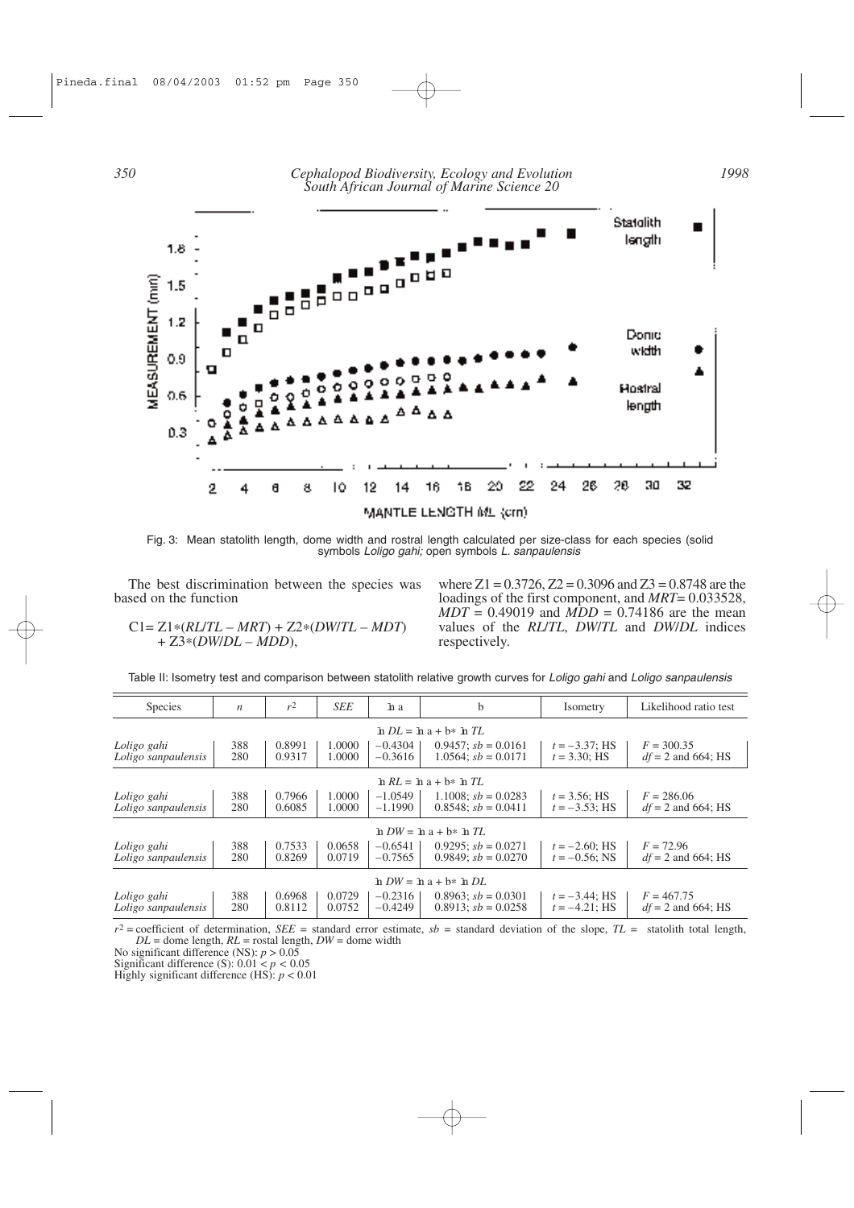Fig. 3: Mean statolith length, dome width and rostral length calculated per size-class for each species (solid symbols *Loligo gahi;* open symbols *L. sanpaulensis*

The best discrimination between the species was based on the function

$$C1 = Z1*(RL/TL - MRT) + Z2*(DW/TL - MDT) + Z3*(DW/DL - MDD),$$

where $Z1 = 0.3726$, $Z2 = 0.3096$ and $Z3 = 0.8748$ are the loadings of the first component, and $MRT = 0.033528$, $MDT = 0.49019$ and $MDD = 0.74186$ are the mean values of the $RL/TL$, $DW/TL$ and $DW/DL$ indices respectively.

Table II: Isometry test and comparison between statolith relative growth curves for *Loligo gahi* and *Loligo sanpaulensis*

| Species | $n$ | $r^2$ | $SEE$ | ln a | b | Isometry | Likelihood ratio test |
|---|---|---|---|---|---|---|---|
| | | | | $\ln DL = \ln a + b * \ln TL$ | | | |
| *Loligo gahi* | 388 | 0.8991 | 1.0000 | −0.4304 | 0.9457; $sb = 0.0161$ | $t = -3.37$; HS | $F = 300.35$ |
| *Loligo sanpaulensis* | 280 | 0.9317 | 1.0000 | −0.3616 | 1.0564; $sb = 0.0171$ | $t = 3.30$; HS | $df = 2$ and 664; HS |
| | | | | $\ln RL = \ln a + b * \ln TL$ | | | |
| *Loligo gahi* | 388 | 0.7966 | 1.0000 | −1.0549 | 1.1008; $sb = 0.0283$ | $t = 3.56$; HS | $F = 286.06$ |
| *Loligo sanpaulensis* | 280 | 0.6085 | 1.0000 | −1.1990 | 0.8548; $sb = 0.0411$ | $t = -3.53$; HS | $df = 2$ and 664; HS |
| | | | | $\ln DW = \ln a + b * \ln TL$ | | | |
| *Loligo gahi* | 388 | 0.7533 | 0.0658 | −0.6541 | 0.9295; $sb = 0.0271$ | $t = -2.60$; HS | $F = 72.96$ |
| *Loligo sanpaulensis* | 280 | 0.8269 | 0.0719 | −0.7565 | 0.9849; $sb = 0.0270$ | $t = -0.56$; NS | $df = 2$ and 664; HS |
| | | | | $\ln DW = \ln a + b * \ln DL$ | | | |
| *Loligo gahi* | 388 | 0.6968 | 0.0729 | −0.2316 | 0.8963; $sb = 0.0301$ | $t = -3.44$; HS | $F = 467.75$ |
| *Loligo sanpaulensis* | 280 | 0.8112 | 0.0752 | −0.4249 | 0.8913; $sb = 0.0258$ | $t = -4.21$; HS | $df = 2$ and 664; HS |

$r^2$ = coefficient of determination, $SEE$ = standard error estimate, $sb$ = standard deviation of the slope, $TL$ = statolith total length, $DL$ = dome length, $RL$ = rostal length, $DW$ = dome width

No significant difference (NS): $p > 0.05$

Significant difference (S): $0.01 < p < 0.05$

Highly significant difference (HS): $p < 0.01$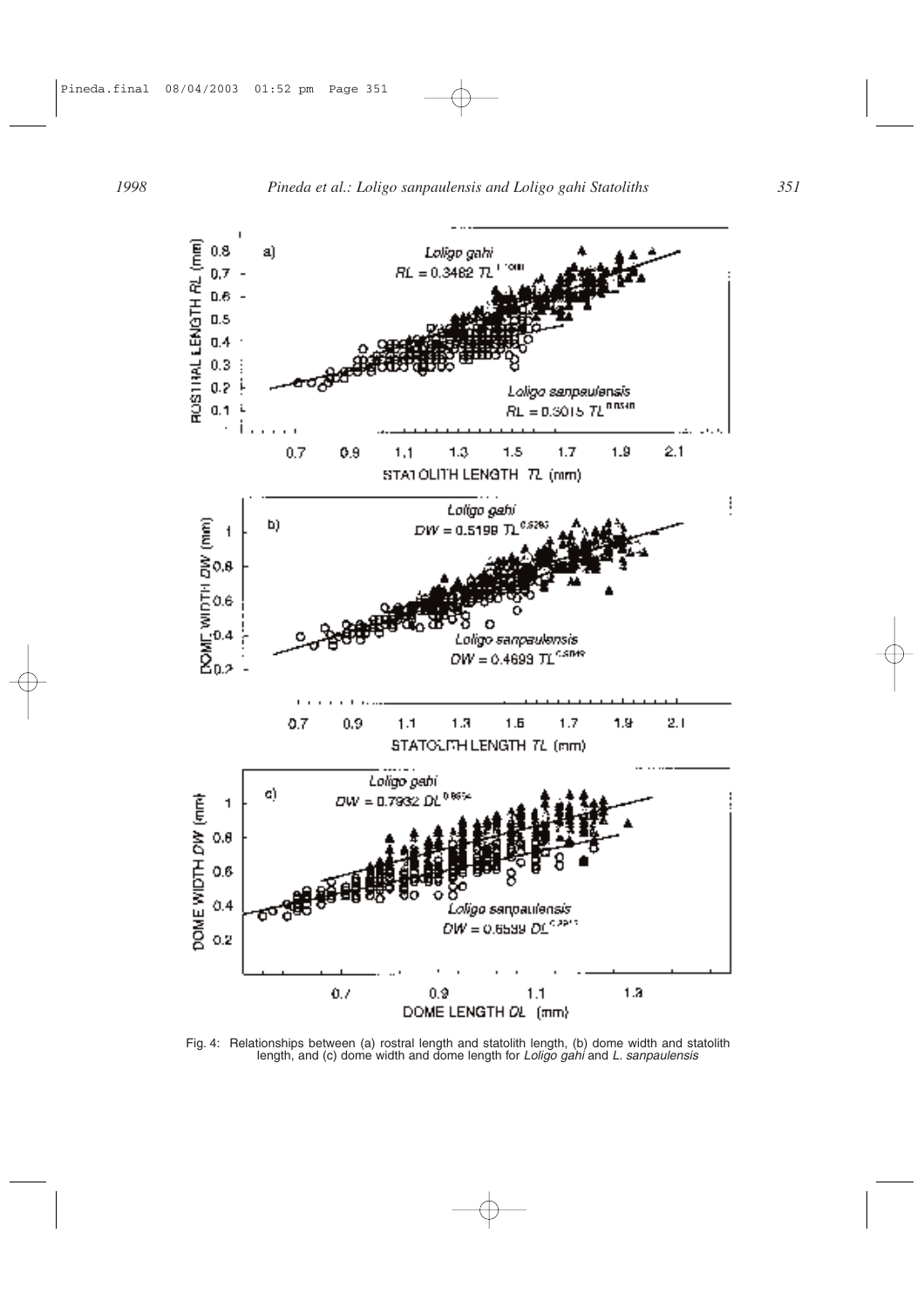a)

*Loligo gahi*
$RL = 0.3462\ TL^{1.1000}$

*Loligo sanpaulensis*
$RL = 0.3015\ TL^{0.8540}$

ROSTRAL LENGTH *RL* (mm)

0.8
0.7
0.6
0.5
0.4
0.3
0.2
0.1

0.7 0.9 1.1 1.3 1.5 1.7 1.9 2.1

STATOLITH LENGTH *TL* (mm)

b)

*Loligo gahi*
$DW = 0.5199\ TL^{0.8283}$

*Loligo sanpaulensis*
$DW = 0.4699\ TL^{0.8048}$

DOME WIDTH *DW* (mm)

1
0.8
0.6
0.4
0.2

0.7 0.9 1.1 1.3 1.5 1.7 1.9 2.1

STATOLITH LENGTH *TL* (mm)

c)

*Loligo gahi*
$DW = 0.7932\ DL^{0.8674}$

*Loligo sanpaulensis*
$DW = 0.6599\ DL^{0.8913}$

DOME WIDTH *DW* (mm)

1
0.8
0.6
0.4
0.2

0.7 0.9 1.1 1.3

DOME LENGTH *DL* (mm)

Fig. 4: Relationships between (a) rostral length and statolith length, (b) dome width and statolith length, and (c) dome width and dome length for *Loligo gahi* and *L. sanpaulensis*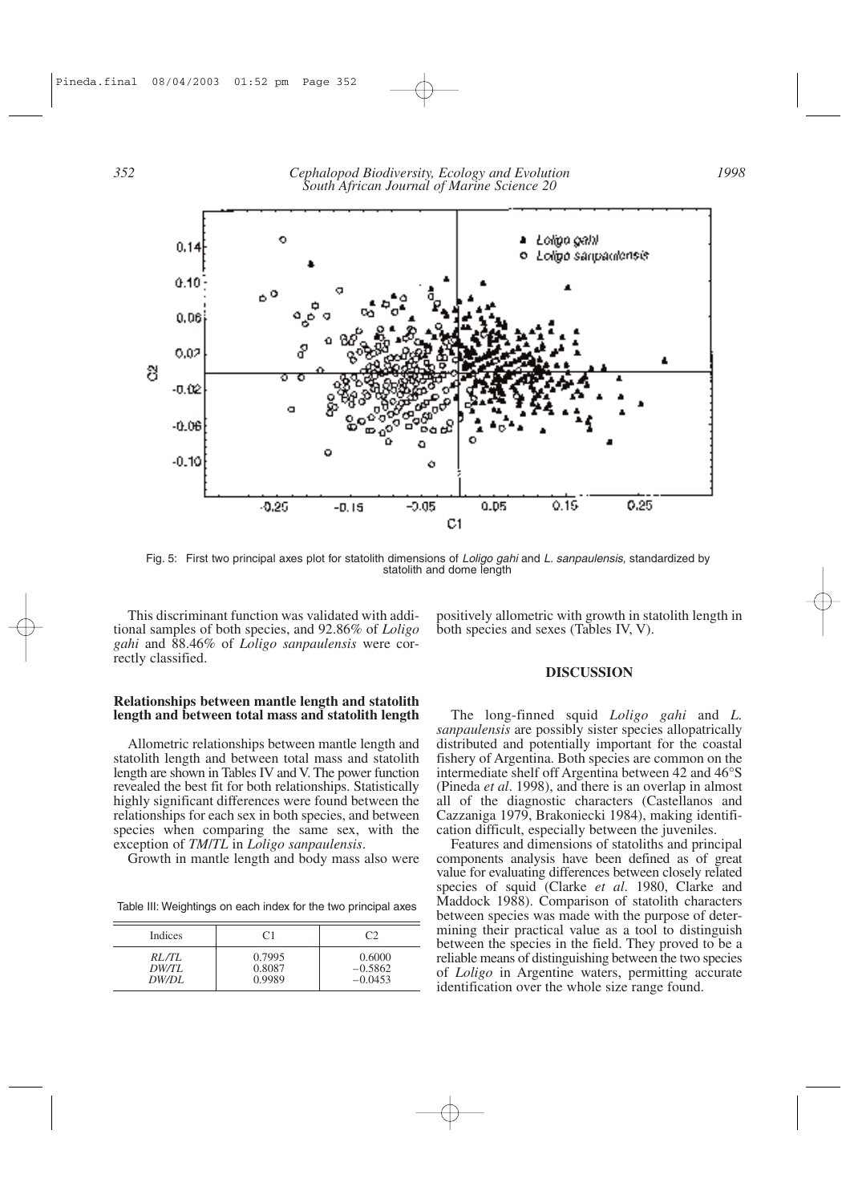Fig. 5: First two principal axes plot for statolith dimensions of *Loligo gahi* and *L. sanpaulensis,* standardized by statolith and dome length

This discriminant function was validated with additional samples of both species, and 92.86% of *Loligo gahi* and 88.46% of *Loligo sanpaulensis* were correctly classified.

### Relationships between mantle length and statolith length and between total mass and statolith length

Allometric relationships between mantle length and statolith length and between total mass and statolith length are shown in Tables IV and V. The power function revealed the best fit for both relationships. Statistically highly significant differences were found between the relationships for each sex in both species, and between species when comparing the same sex, with the exception of *TM/TL* in *Loligo sanpaulensis*.

Growth in mantle length and body mass also were positively allometric with growth in statolith length in both species and sexes (Tables IV, V).

Table III: Weightings on each index for the two principal axes

| Indices | C1 | C2 |
|---|---|---|
| *RL/TL* | 0.7995 | 0.6000 |
| *DW/TL* | 0.8087 | −0.5862 |
| *DW/DL* | 0.9989 | −0.0453 |

## DISCUSSION

The long-finned squid *Loligo gahi* and *L. sanpaulensis* are possibly sister species allopatrically distributed and potentially important for the coastal fishery of Argentina. Both species are common on the intermediate shelf off Argentina between 42 and 46°S (Pineda *et al*. 1998), and there is an overlap in almost all of the diagnostic characters (Castellanos and Cazzaniga 1979, Brakoniecki 1984), making identification difficult, especially between the juveniles.

Features and dimensions of statoliths and principal components analysis have been defined as of great value for evaluating differences between closely related species of squid (Clarke *et al*. 1980, Clarke and Maddock 1988). Comparison of statolith characters between species was made with the purpose of determining their practical value as a tool to distinguish between the species in the field. They proved to be a reliable means of distinguishing between the two species of *Loligo* in Argentine waters, permitting accurate identification over the whole size range found.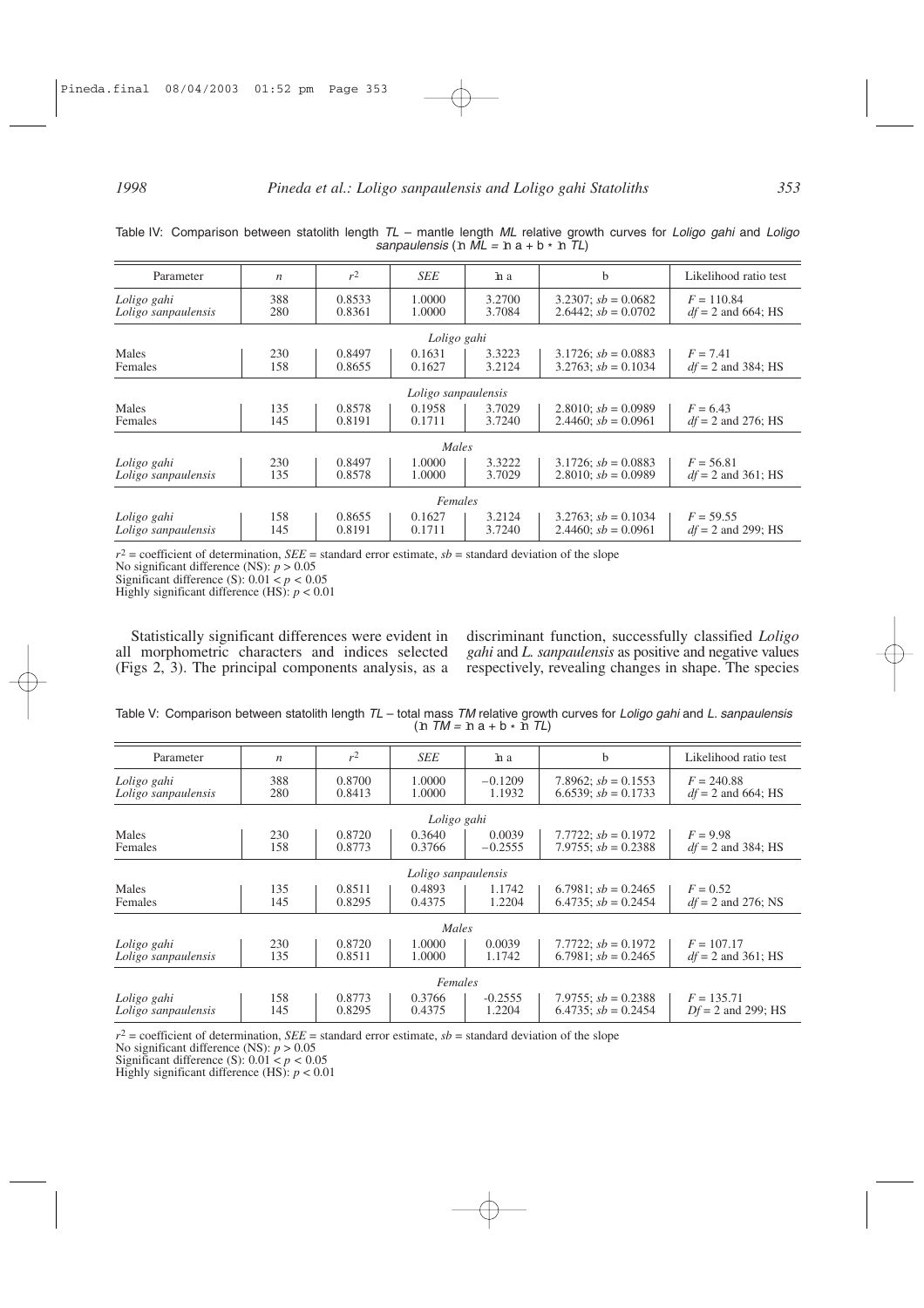Table IV: Comparison between statolith length $TL$ – mantle length $ML$ relative growth curves for *Loligo gahi* and *Loligo sanpaulensis* ($\ln ML = \ln a + b * \ln TL$)

| Parameter | $n$ | $r^2$ | *SEE* | ln a | b | Likelihood ratio test |
|---|---|---|---|---|---|---|
| *Loligo gahi* | 388 | 0.8533 | 1.0000 | 3.2700 | 3.2307; $sb$ = 0.0682 | $F$ = 110.84 |
| *Loligo sanpaulensis* | 280 | 0.8361 | 1.0000 | 3.7084 | 2.6442; $sb$ = 0.0702 | $df$ = 2 and 664; HS |
| | | | *Loligo gahi* | | | |
| Males | 230 | 0.8497 | 0.1631 | 3.3223 | 3.1726; $sb$ = 0.0883 | $F$ = 7.41 |
| Females | 158 | 0.8655 | 0.1627 | 3.2124 | 3.2763; $sb$ = 0.1034 | $df$ = 2 and 384; HS |
| | | | *Loligo sanpaulensis* | | | |
| Males | 135 | 0.8578 | 0.1958 | 3.7029 | 2.8010; $sb$ = 0.0989 | $F$ = 6.43 |
| Females | 145 | 0.8191 | 0.1711 | 3.7240 | 2.4460; $sb$ = 0.0961 | $df$ = 2 and 276; HS |
| | | | *Males* | | | |
| *Loligo gahi* | 230 | 0.8497 | 1.0000 | 3.3222 | 3.1726; $sb$ = 0.0883 | $F$ = 56.81 |
| *Loligo sanpaulensis* | 135 | 0.8578 | 1.0000 | 3.7029 | 2.8010; $sb$ = 0.0989 | $df$ = 2 and 361; HS |
| | | | *Females* | | | |
| *Loligo gahi* | 158 | 0.8655 | 0.1627 | 3.2124 | 3.2763; $sb$ = 0.1034 | $F$ = 59.55 |
| *Loligo sanpaulensis* | 145 | 0.8191 | 0.1711 | 3.7240 | 2.4460; $sb$ = 0.0961 | $df$ = 2 and 299; HS |

$r^2$ = coefficient of determination, *SEE* = standard error estimate, $sb$ = standard deviation of the slope
No significant difference (NS): $p > 0.05$
Significant difference (S): $0.01 < p < 0.05$
Highly significant difference (HS): $p < 0.01$

Statistically significant differences were evident in all morphometric characters and indices selected (Figs 2, 3). The principal components analysis, as a discriminant function, successfully classified *Loligo gahi* and *L. sanpaulensis* as positive and negative values respectively, revealing changes in shape. The species

Table V: Comparison between statolith length $TL$ – total mass $TM$ relative growth curves for *Loligo gahi* and *L. sanpaulensis* ($\ln TM = \ln a + b * \ln TL$)

| Parameter | $n$ | $r^2$ | *SEE* | ln a | b | Likelihood ratio test |
|---|---|---|---|---|---|---|
| *Loligo gahi* | 388 | 0.8700 | 1.0000 | −0.1209 | 7.8962; $sb$ = 0.1553 | $F$ = 240.88 |
| *Loligo sanpaulensis* | 280 | 0.8413 | 1.0000 | 1.1932 | 6.6539; $sb$ = 0.1733 | $df$ = 2 and 664; HS |
| | | | *Loligo gahi* | | | |
| Males | 230 | 0.8720 | 0.3640 | 0.0039 | 7.7722; $sb$ = 0.1972 | $F$ = 9.98 |
| Females | 158 | 0.8773 | 0.3766 | −0.2555 | 7.9755; $sb$ = 0.2388 | $df$ = 2 and 384; HS |
| | | | *Loligo sanpaulensis* | | | |
| Males | 135 | 0.8511 | 0.4893 | 1.1742 | 6.7981; $sb$ = 0.2465 | $F$ = 0.52 |
| Females | 145 | 0.8295 | 0.4375 | 1.2204 | 6.4735; $sb$ = 0.2454 | $df$ = 2 and 276; NS |
| | | | *Males* | | | |
| *Loligo gahi* | 230 | 0.8720 | 1.0000 | 0.0039 | 7.7722; $sb$ = 0.1972 | $F$ = 107.17 |
| *Loligo sanpaulensis* | 135 | 0.8511 | 1.0000 | 1.1742 | 6.7981; $sb$ = 0.2465 | $df$ = 2 and 361; HS |
| | | | *Females* | | | |
| *Loligo gahi* | 158 | 0.8773 | 0.3766 | -0.2555 | 7.9755; $sb$ = 0.2388 | $F$ = 135.71 |
| *Loligo sanpaulensis* | 145 | 0.8295 | 0.4375 | 1.2204 | 6.4735; $sb$ = 0.2454 | $Df$ = 2 and 299; HS |

$r^2$ = coefficient of determination, *SEE* = standard error estimate, $sb$ = standard deviation of the slope
No significant difference (NS): $p > 0.05$
Significant difference (S): $0.01 < p < 0.05$
Highly significant difference (HS): $p < 0.01$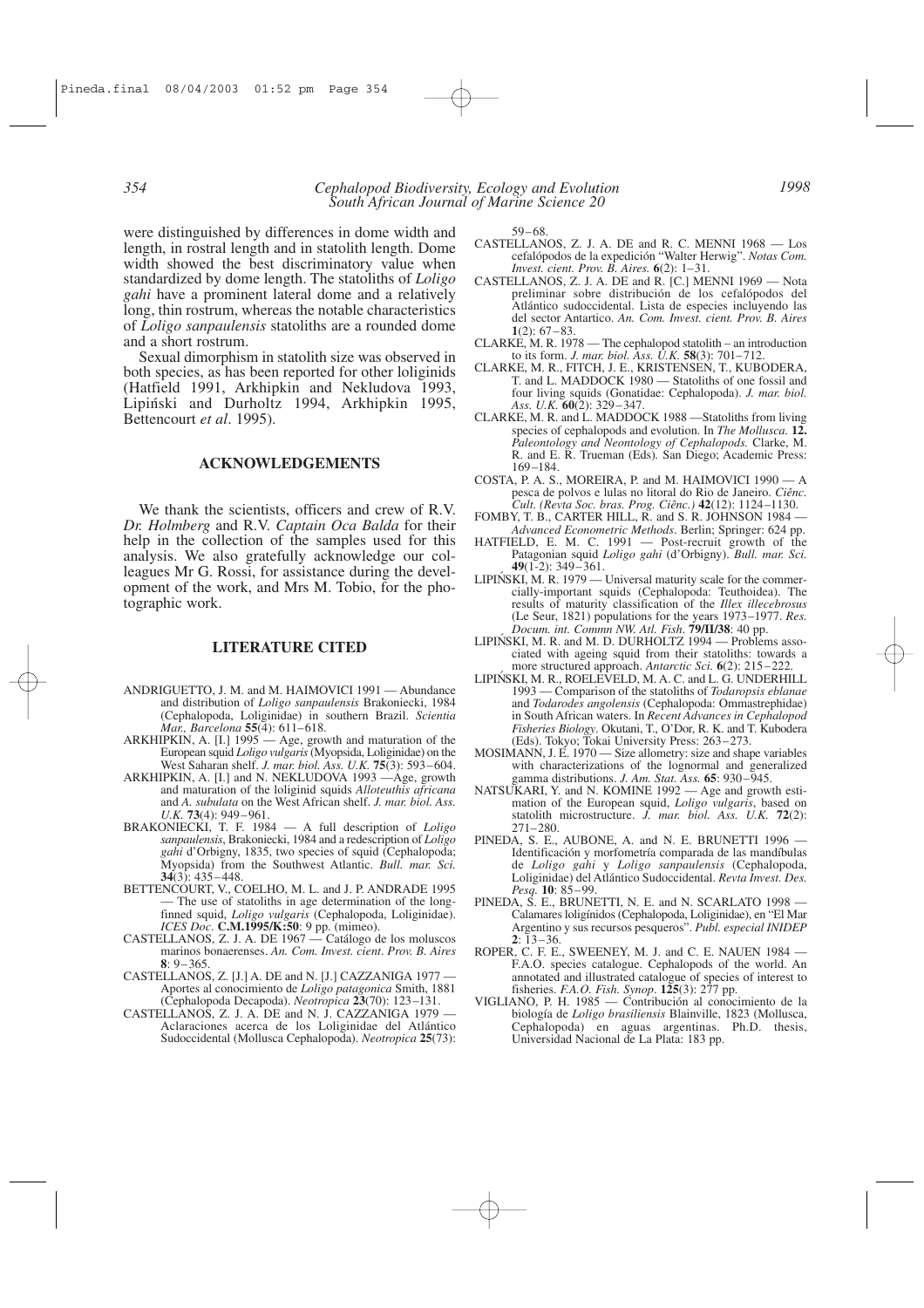were distinguished by differences in dome width and length, in rostral length and in statolith length. Dome width showed the best discriminatory value when standardized by dome length. The statoliths of *Loligo gahi* have a prominent lateral dome and a relatively long, thin rostrum, whereas the notable characteristics of *Loligo sanpaulensis* statoliths are a rounded dome and a short rostrum.

Sexual dimorphism in statolith size was observed in both species, as has been reported for other loliginids (Hatfield 1991, Arkhipkin and Nekludova 1993, Lipiński and Durholtz 1994, Arkhipkin 1995, Bettencourt *et al*. 1995).

## ACKNOWLEDGEMENTS

We thank the scientists, officers and crew of R.V. *Dr. Holmberg* and R.V. *Captain Oca Balda* for their help in the collection of the samples used for this analysis. We also gratefully acknowledge our colleagues Mr G. Rossi, for assistance during the development of the work, and Mrs M. Tobio, for the photographic work.

## LITERATURE CITED

ANDRIGUETTO, J. M. and M. HAIMOVICI 1991 — Abundance and distribution of *Loligo sanpaulensis* Brakoniecki, 1984 (Cephalopoda, Loliginidae) in southern Brazil. *Scientia Mar., Barcelona* **55**(4): 611–618.

ARKHIPKIN, A. [I.] 1995 — Age, growth and maturation of the European squid *Loligo vulgaris* (Myopsida, Loliginidae) on the West Saharan shelf. *J. mar. biol. Ass. U.K.* **75**(3): 593–604.

ARKHIPKIN, A. [I.] and N. NEKLUDOVA 1993 —Age, growth and maturation of the loliginid squids *Alloteuthis africana* and *A. subulata* on the West African shelf. *J. mar. biol. Ass. U.K.* **73**(4): 949–961.

BRAKONIECKI, T. F. 1984 — A full description of *Loligo sanpaulensis*, Brakoniecki, 1984 and a redescription of *Loligo gahi* d'Orbigny, 1835, two species of squid (Cephalopoda; Myopsida) from the Southwest Atlantic. *Bull. mar. Sci.* **34**(3): 435–448.

BETTENCOURT, V., COELHO, M. L. and J. P. ANDRADE 1995 — The use of statoliths in age determination of the long-finned squid, *Loligo vulgaris* (Cephalopoda, Loliginidae). *ICES Doc.* **C.M.1995/K:50**: 9 pp. (mimeo).

CASTELLANOS, Z. J. A. DE 1967 — Catálogo de los moluscos marinos bonaerenses. *An. Com. Invest. cient. Prov. B. Aires* **8**: 9–365.

CASTELLANOS, Z. [J.] A. DE and N. [J.] CAZZANIGA 1977 — Aportes al conocimiento de *Loligo patagonica* Smith, 1881 (Cephalopoda Decapoda). *Neotropica* **23**(70): 123–131.

CASTELLANOS, Z. J. A. DE and N. J. CAZZANIGA 1979 — Aclaraciones acerca de los Loliginidae del Atlántico Sudoccidental (Mollusca Cephalopoda). *Neotropica* **25**(73): 59–68.

CASTELLANOS, Z. J. A. DE and R. C. MENNI 1968 — Los cefalópodos de la expedición "Walter Herwig". *Notas Com. Invest. cient. Prov. B. Aires.* **6**(2): 1–31.

CASTELLANOS, Z. J. A. DE and R. [C.] MENNI 1969 — Nota preliminar sobre distribución de los cefalópodos del Atlántico sudoccidental. Lista de especies incluyendo las del sector Antartico. *An. Com. Invest. cient. Prov. B. Aires* **1**(2): 67–83.

CLARKE, M. R. 1978 — The cephalopod statolith – an introduction to its form. *J. mar. biol. Ass. U.K.* **58**(3): 701–712.

CLARKE, M. R., FITCH, J. E., KRISTENSEN, T., KUBODERA, T. and L. MADDOCK 1980 — Statoliths of one fossil and four living squids (Gonatidae: Cephalopoda). *J. mar. biol. Ass. U.K.* **60**(2): 329–347.

CLARKE, M. R. and L. MADDOCK 1988 —Statoliths from living species of cephalopods and evolution. In *The Mollusca.* **12.** *Paleontology and Neontology of Cephalopods.* Clarke, M. R. and E. R. Trueman (Eds). San Diego; Academic Press: 169–184.

COSTA, P. A. S., MOREIRA, P. and M. HAIMOVICI 1990 — A pesca de polvos e lulas no litoral do Rio de Janeiro. *Ciênc. Cult. (Revta Soc. bras. Prog. Ciênc.)* **42**(12): 1124–1130.

FOMBY, T. B., CARTER HILL, R. and S. R. JOHNSON 1984 — *Advanced Econometric Methods*. Berlin; Springer: 624 pp.

HATFIELD, E. M. C. 1991 — Post-recruit growth of the Patagonian squid *Loligo gahi* (d'Orbigny). *Bull. mar. Sci.* **49**(1-2): 349–361.

LIPIŃSKI, M. R. 1979 — Universal maturity scale for the commercially-important squids (Cephalopoda: Teuthoidea). The results of maturity classification of the *Illex illecebrosus* (Le Seur, 1821) populations for the years 1973–1977. *Res. Docum. int. Commn NW. Atl. Fish*. **79/II/38**: 40 pp.

LIPIŃSKI, M. R. and M. D. DURHOLTZ 1994 — Problems associated with ageing squid from their statoliths: towards a more structured approach. *Antarctic Sci.* **6**(2): 215–222.

LIPIŃSKI, M. R., ROELEVELD, M. A. C. and L. G. UNDERHILL 1993 — Comparison of the statoliths of *Todaropsis eblanae* and *Todarodes angolensis* (Cephalopoda: Ommastrephidae) in South African waters. In *Recent Advances in Cephalopod Fisheries Biology*. Okutani, T., O'Dor, R. K. and T. Kubodera (Eds). Tokyo; Tokai University Press: 263–273.

MOSIMANN, J. E. 1970 — Size allometry: size and shape variables with characterizations of the lognormal and generalized gamma distributions. *J. Am. Stat. Ass.* **65**: 930–945.

NATSUKARI, Y. and N. KOMINE 1992 — Age and growth estimation of the European squid, *Loligo vulgaris*, based on statolith microstructure. *J. mar. biol. Ass. U.K.* **72**(2): 271–280.

PINEDA, S. E., AUBONE, A. and N. E. BRUNETTI 1996 — Identificación y morfometría comparada de las mandíbulas de *Loligo gahi* y *Loligo sanpaulensis* (Cephalopoda, Loliginidae) del Atlántico Sudoccidental. *Revta Invest. Des. Pesq.* **10**: 85–99.

PINEDA, S. E., BRUNETTI, N. E. and N. SCARLATO 1998 — Calamares loligínidos (Cephalopoda, Loliginidae), en "El Mar Argentino y sus recursos pesqueros". *Publ. especial INIDEP* **2**: 13–36.

ROPER, C. F. E., SWEENEY, M. J. and C. E. NAUEN 1984 — F.A.O. species catalogue. Cephalopods of the world. An annotated and illustrated catalogue of species of interest to fisheries. *F.A.O. Fish. Synop*. **125**(3): 277 pp.

VIGLIANO, P. H. 1985 — Contribución al conocimiento de la biología de *Loligo brasiliensis* Blainville, 1823 (Mollusca, Cephalopoda) en aguas argentinas. Ph.D. thesis, Universidad Nacional de La Plata: 183 pp.